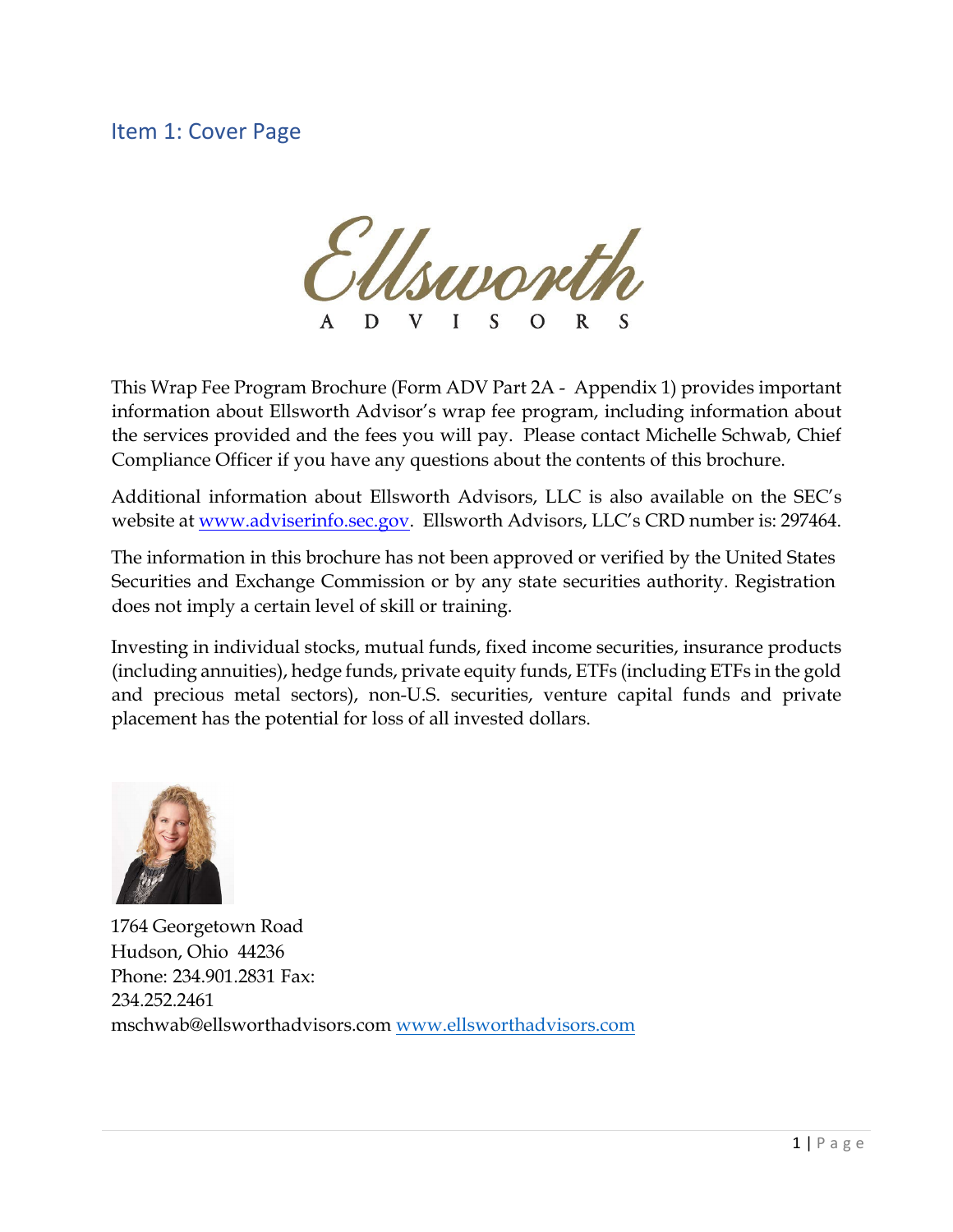## Item 1: Cover Page

Ellsworth
ADVISORS

This Wrap Fee Program Brochure (Form ADV Part 2A - Appendix 1) provides important information about Ellsworth Advisor's wrap fee program, including information about the services provided and the fees you will pay. Please contact Michelle Schwab, Chief Compliance Officer if you have any questions about the contents of this brochure.

Additional information about Ellsworth Advisors, LLC is also available on the SEC's website at www.adviserinfo.sec.gov. Ellsworth Advisors, LLC's CRD number is: 297464.

The information in this brochure has not been approved or verified by the United States Securities and Exchange Commission or by any state securities authority. Registration does not imply a certain level of skill or training.

Investing in individual stocks, mutual funds, fixed income securities, insurance products (including annuities), hedge funds, private equity funds, ETFs (including ETFs in the gold and precious metal sectors), non-U.S. securities, venture capital funds and private placement has the potential for loss of all invested dollars.

1764 Georgetown Road
Hudson, Ohio 44236
Phone: 234.901.2831 Fax: 234.252.2461
mschwab@ellsworthadvisors.com www.ellsworthadvisors.com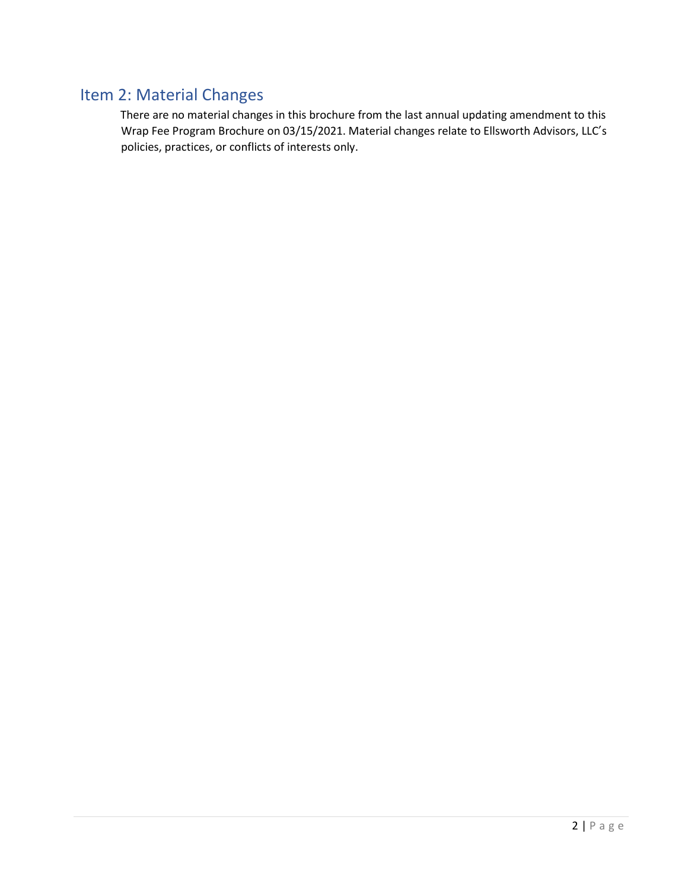## Item 2: Material Changes

There are no material changes in this brochure from the last annual updating amendment to this Wrap Fee Program Brochure on 03/15/2021. Material changes relate to Ellsworth Advisors, LLC's policies, practices, or conflicts of interests only.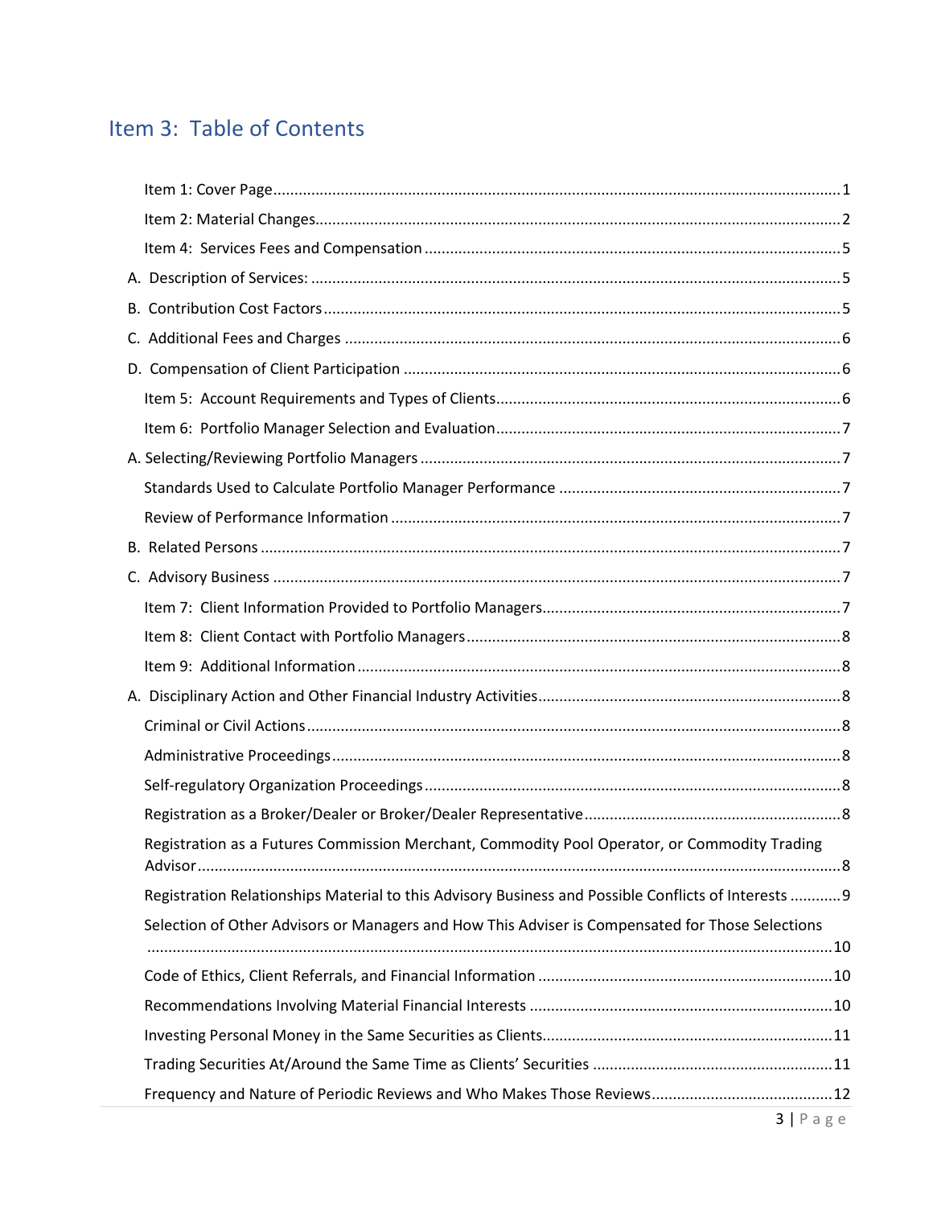## Item 3: Table of Contents

Item 1: Cover Page ..... 1

Item 2: Material Changes ..... 2

Item 4: Services Fees and Compensation ..... 5

A. Description of Services: ..... 5

B. Contribution Cost Factors ..... 5

C. Additional Fees and Charges ..... 6

D. Compensation of Client Participation ..... 6

Item 5: Account Requirements and Types of Clients ..... 6

Item 6: Portfolio Manager Selection and Evaluation ..... 7

A. Selecting/Reviewing Portfolio Managers ..... 7

Standards Used to Calculate Portfolio Manager Performance ..... 7

Review of Performance Information ..... 7

B. Related Persons ..... 7

C. Advisory Business ..... 7

Item 7: Client Information Provided to Portfolio Managers ..... 7

Item 8: Client Contact with Portfolio Managers ..... 8

Item 9: Additional Information ..... 8

A. Disciplinary Action and Other Financial Industry Activities ..... 8

Criminal or Civil Actions ..... 8

Administrative Proceedings ..... 8

Self-regulatory Organization Proceedings ..... 8

Registration as a Broker/Dealer or Broker/Dealer Representative ..... 8

Registration as a Futures Commission Merchant, Commodity Pool Operator, or Commodity Trading Advisor ..... 8

Registration Relationships Material to this Advisory Business and Possible Conflicts of Interests ..... 9

Selection of Other Advisors or Managers and How This Adviser is Compensated for Those Selections ..... 10

Code of Ethics, Client Referrals, and Financial Information ..... 10

Recommendations Involving Material Financial Interests ..... 10

Investing Personal Money in the Same Securities as Clients ..... 11

Trading Securities At/Around the Same Time as Clients' Securities ..... 11

Frequency and Nature of Periodic Reviews and Who Makes Those Reviews ..... 12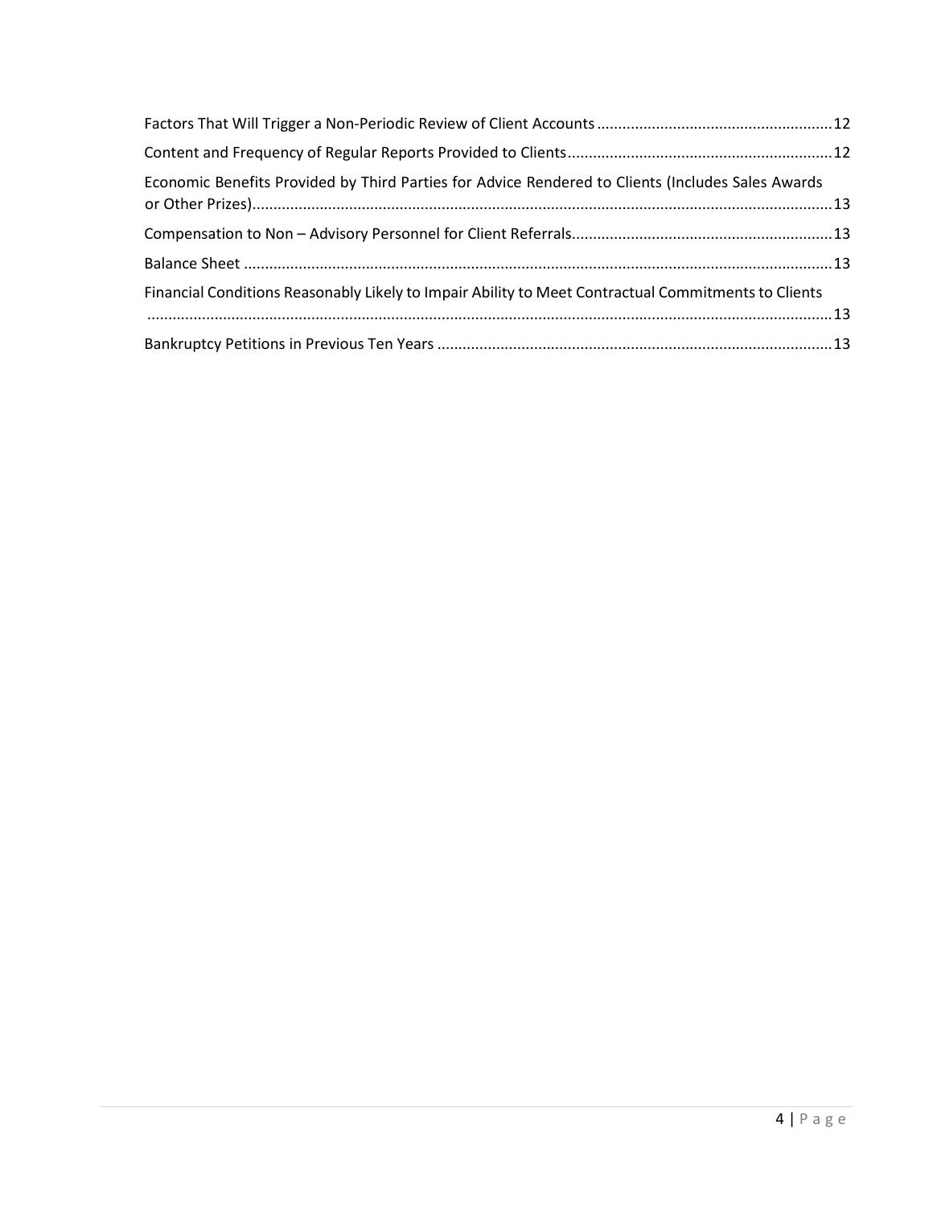Factors That Will Trigger a Non-Periodic Review of Client Accounts ........................................................ 12

Content and Frequency of Regular Reports Provided to Clients ............................................................... 12

Economic Benefits Provided by Third Parties for Advice Rendered to Clients (Includes Sales Awards or Other Prizes) ......................................................................................................................................... 13

Compensation to Non – Advisory Personnel for Client Referrals ............................................................. 13

Balance Sheet ........................................................................................................................................... 13

Financial Conditions Reasonably Likely to Impair Ability to Meet Contractual Commitments to Clients ................................................................................................................................................... 13

Bankruptcy Petitions in Previous Ten Years ............................................................................................. 13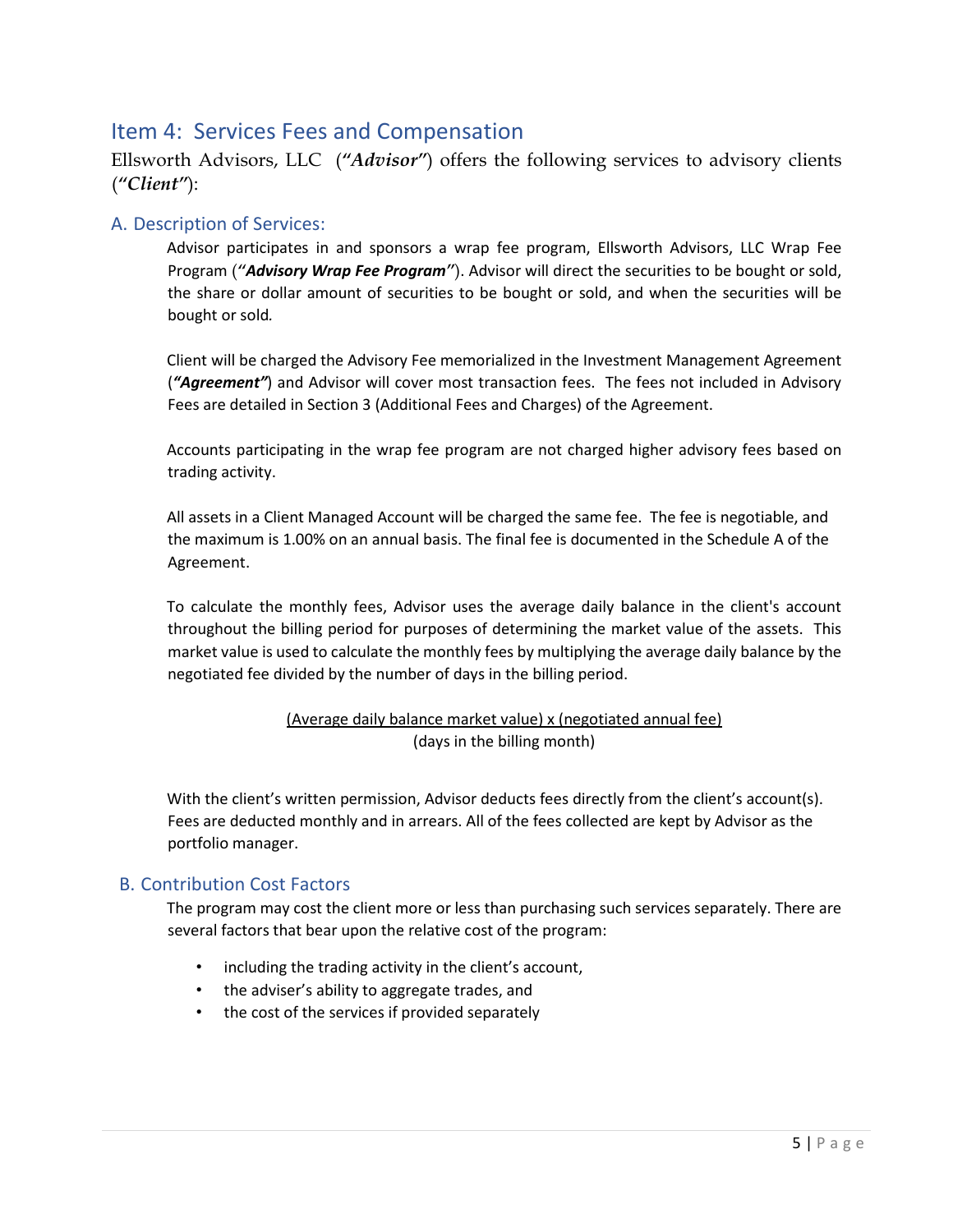## Item 4: Services Fees and Compensation

Ellsworth Advisors, LLC (*"Advisor"*) offers the following services to advisory clients (*"Client"*):

### A. Description of Services:

Advisor participates in and sponsors a wrap fee program, Ellsworth Advisors, LLC Wrap Fee Program (***"Advisory Wrap Fee Program"***). Advisor will direct the securities to be bought or sold, the share or dollar amount of securities to be bought or sold, and when the securities will be bought or sold.

Client will be charged the Advisory Fee memorialized in the Investment Management Agreement (***"Agreement"***) and Advisor will cover most transaction fees. The fees not included in Advisory Fees are detailed in Section 3 (Additional Fees and Charges) of the Agreement.

Accounts participating in the wrap fee program are not charged higher advisory fees based on trading activity.

All assets in a Client Managed Account will be charged the same fee. The fee is negotiable, and the maximum is 1.00% on an annual basis. The final fee is documented in the Schedule A of the Agreement.

To calculate the monthly fees, Advisor uses the average daily balance in the client's account throughout the billing period for purposes of determining the market value of the assets. This market value is used to calculate the monthly fees by multiplying the average daily balance by the negotiated fee divided by the number of days in the billing period.

$$\frac{\text{(Average daily balance market value)} \times \text{(negotiated annual fee)}}{\text{(days in the billing month)}}$$

With the client's written permission, Advisor deducts fees directly from the client's account(s). Fees are deducted monthly and in arrears. All of the fees collected are kept by Advisor as the portfolio manager.

### B. Contribution Cost Factors

The program may cost the client more or less than purchasing such services separately. There are several factors that bear upon the relative cost of the program:

- including the trading activity in the client's account,
- the adviser's ability to aggregate trades, and
- the cost of the services if provided separately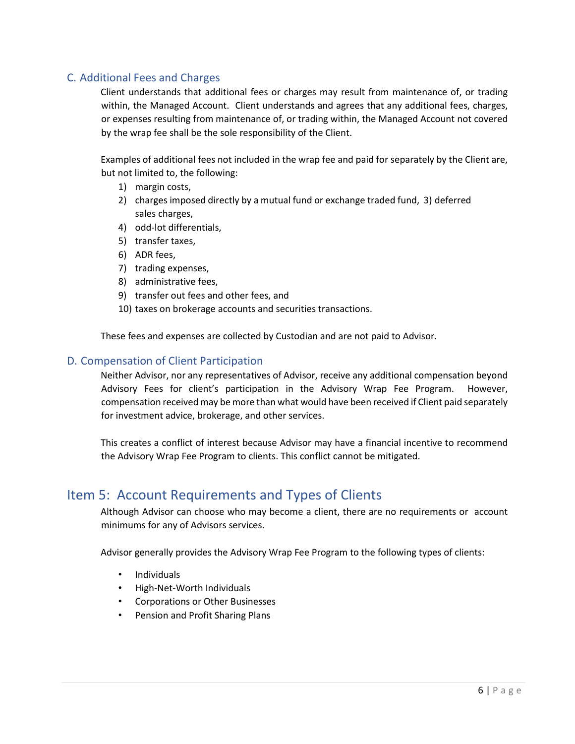### C. Additional Fees and Charges

Client understands that additional fees or charges may result from maintenance of, or trading within, the Managed Account. Client understands and agrees that any additional fees, charges, or expenses resulting from maintenance of, or trading within, the Managed Account not covered by the wrap fee shall be the sole responsibility of the Client.

Examples of additional fees not included in the wrap fee and paid for separately by the Client are, but not limited to, the following:

1) margin costs,
2) charges imposed directly by a mutual fund or exchange traded fund, 3) deferred sales charges,
4) odd-lot differentials,
5) transfer taxes,
6) ADR fees,
7) trading expenses,
8) administrative fees,
9) transfer out fees and other fees, and
10) taxes on brokerage accounts and securities transactions.

These fees and expenses are collected by Custodian and are not paid to Advisor.

### D. Compensation of Client Participation

Neither Advisor, nor any representatives of Advisor, receive any additional compensation beyond Advisory Fees for client's participation in the Advisory Wrap Fee Program. However, compensation received may be more than what would have been received if Client paid separately for investment advice, brokerage, and other services.

This creates a conflict of interest because Advisor may have a financial incentive to recommend the Advisory Wrap Fee Program to clients. This conflict cannot be mitigated.

## Item 5: Account Requirements and Types of Clients

Although Advisor can choose who may become a client, there are no requirements or account minimums for any of Advisors services.

Advisor generally provides the Advisory Wrap Fee Program to the following types of clients:

- Individuals
- High-Net-Worth Individuals
- Corporations or Other Businesses
- Pension and Profit Sharing Plans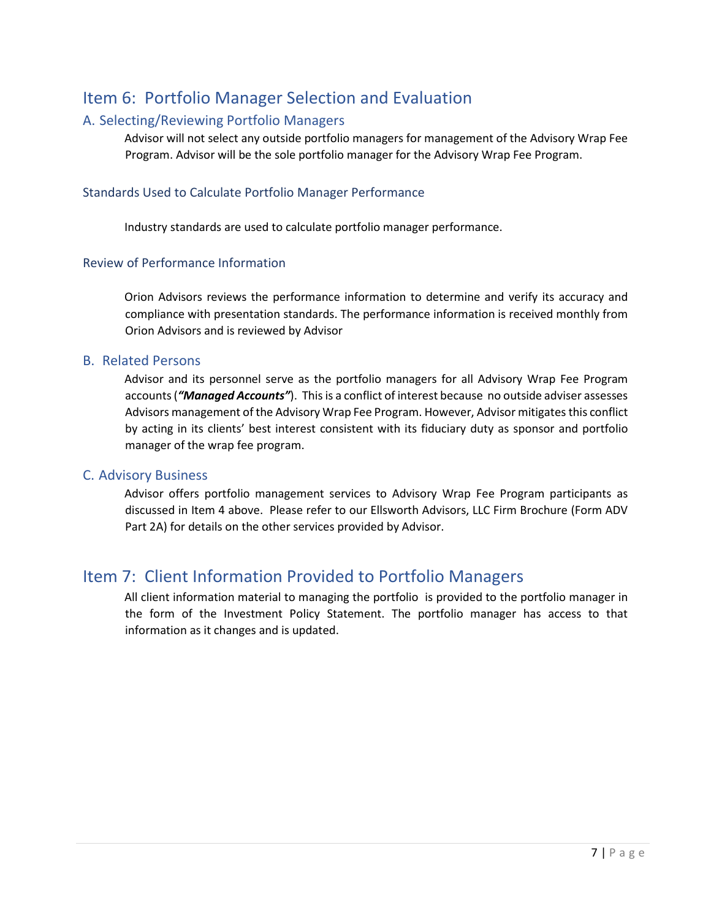# Item 6: Portfolio Manager Selection and Evaluation

## A. Selecting/Reviewing Portfolio Managers

Advisor will not select any outside portfolio managers for management of the Advisory Wrap Fee Program. Advisor will be the sole portfolio manager for the Advisory Wrap Fee Program.

### Standards Used to Calculate Portfolio Manager Performance

Industry standards are used to calculate portfolio manager performance.

### Review of Performance Information

Orion Advisors reviews the performance information to determine and verify its accuracy and compliance with presentation standards. The performance information is received monthly from Orion Advisors and is reviewed by Advisor

## B. Related Persons

Advisor and its personnel serve as the portfolio managers for all Advisory Wrap Fee Program accounts (***"Managed Accounts"***). This is a conflict of interest because no outside adviser assesses Advisors management of the Advisory Wrap Fee Program. However, Advisor mitigates this conflict by acting in its clients' best interest consistent with its fiduciary duty as sponsor and portfolio manager of the wrap fee program.

## C. Advisory Business

Advisor offers portfolio management services to Advisory Wrap Fee Program participants as discussed in Item 4 above. Please refer to our Ellsworth Advisors, LLC Firm Brochure (Form ADV Part 2A) for details on the other services provided by Advisor.

# Item 7: Client Information Provided to Portfolio Managers

All client information material to managing the portfolio is provided to the portfolio manager in the form of the Investment Policy Statement. The portfolio manager has access to that information as it changes and is updated.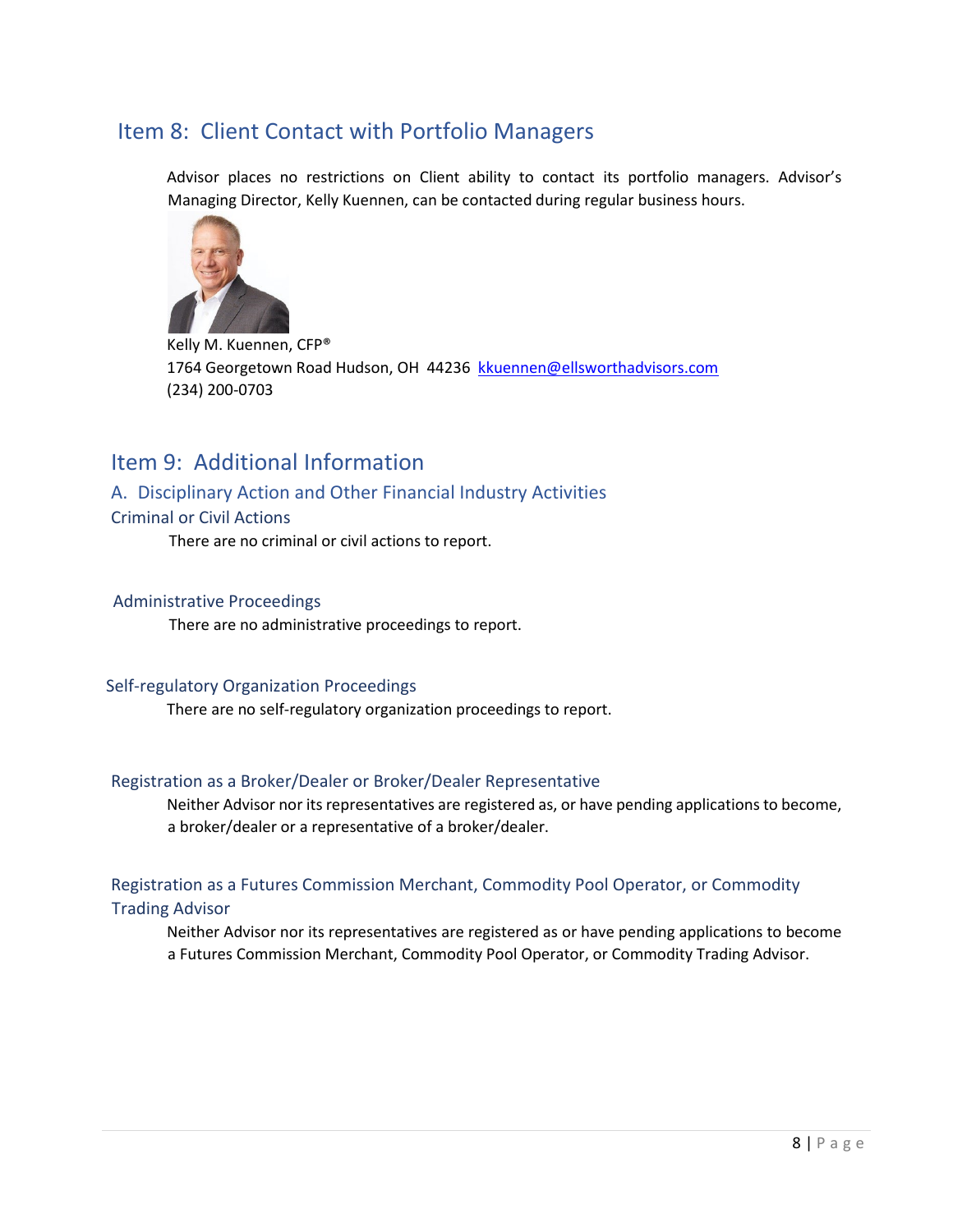## Item 8: Client Contact with Portfolio Managers

Advisor places no restrictions on Client ability to contact its portfolio managers. Advisor's Managing Director, Kelly Kuennen, can be contacted during regular business hours.

Kelly M. Kuennen, CFP®
1764 Georgetown Road Hudson, OH 44236 kkuennen@ellsworthadvisors.com
(234) 200-0703

## Item 9: Additional Information

### A. Disciplinary Action and Other Financial Industry Activities

#### Criminal or Civil Actions

There are no criminal or civil actions to report.

#### Administrative Proceedings

There are no administrative proceedings to report.

#### Self-regulatory Organization Proceedings

There are no self-regulatory organization proceedings to report.

#### Registration as a Broker/Dealer or Broker/Dealer Representative

Neither Advisor nor its representatives are registered as, or have pending applications to become, a broker/dealer or a representative of a broker/dealer.

#### Registration as a Futures Commission Merchant, Commodity Pool Operator, or Commodity Trading Advisor

Neither Advisor nor its representatives are registered as or have pending applications to become a Futures Commission Merchant, Commodity Pool Operator, or Commodity Trading Advisor.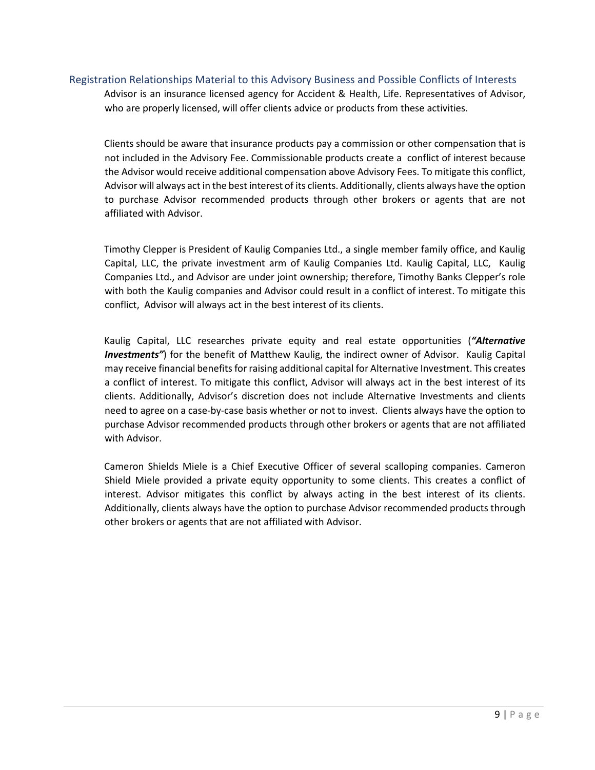## Registration Relationships Material to this Advisory Business and Possible Conflicts of Interests

Advisor is an insurance licensed agency for Accident & Health, Life. Representatives of Advisor, who are properly licensed, will offer clients advice or products from these activities.

Clients should be aware that insurance products pay a commission or other compensation that is not included in the Advisory Fee. Commissionable products create a conflict of interest because the Advisor would receive additional compensation above Advisory Fees. To mitigate this conflict, Advisor will always act in the best interest of its clients. Additionally, clients always have the option to purchase Advisor recommended products through other brokers or agents that are not affiliated with Advisor.

Timothy Clepper is President of Kaulig Companies Ltd., a single member family office, and Kaulig Capital, LLC, the private investment arm of Kaulig Companies Ltd. Kaulig Capital, LLC, Kaulig Companies Ltd., and Advisor are under joint ownership; therefore, Timothy Banks Clepper's role with both the Kaulig companies and Advisor could result in a conflict of interest. To mitigate this conflict, Advisor will always act in the best interest of its clients.

Kaulig Capital, LLC researches private equity and real estate opportunities (***"Alternative Investments"***) for the benefit of Matthew Kaulig, the indirect owner of Advisor. Kaulig Capital may receive financial benefits for raising additional capital for Alternative Investment. This creates a conflict of interest. To mitigate this conflict, Advisor will always act in the best interest of its clients. Additionally, Advisor's discretion does not include Alternative Investments and clients need to agree on a case-by-case basis whether or not to invest. Clients always have the option to purchase Advisor recommended products through other brokers or agents that are not affiliated with Advisor.

Cameron Shields Miele is a Chief Executive Officer of several scalloping companies. Cameron Shield Miele provided a private equity opportunity to some clients. This creates a conflict of interest. Advisor mitigates this conflict by always acting in the best interest of its clients. Additionally, clients always have the option to purchase Advisor recommended products through other brokers or agents that are not affiliated with Advisor.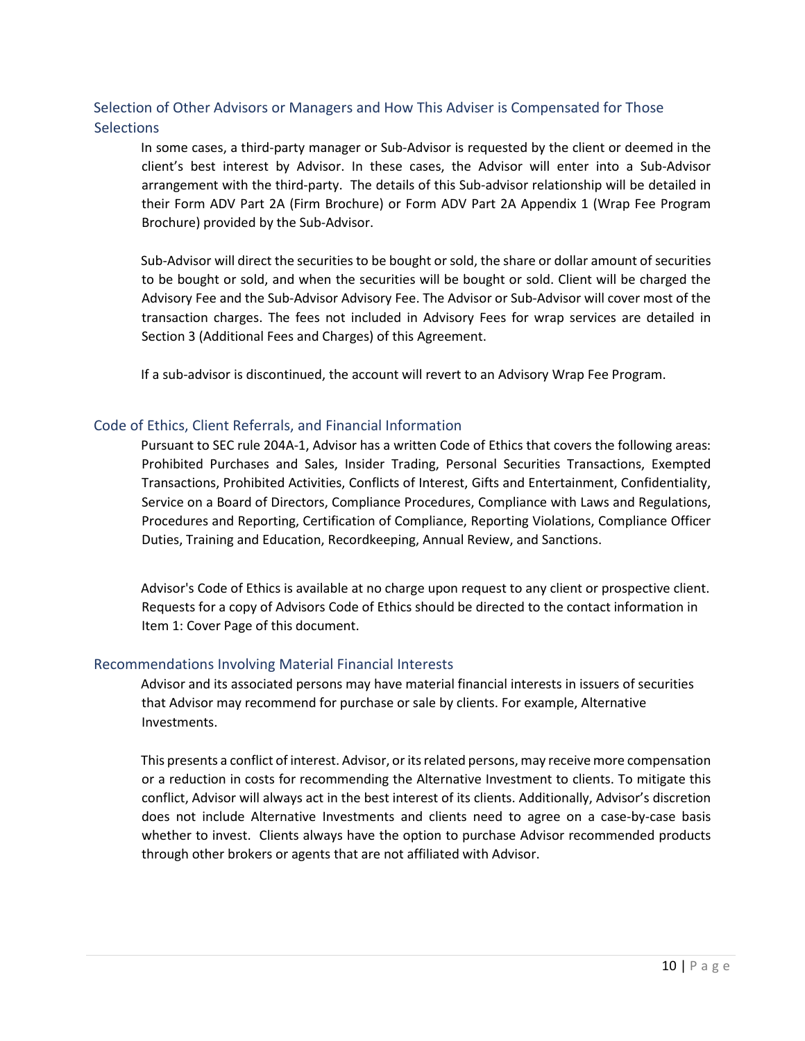## Selection of Other Advisors or Managers and How This Adviser is Compensated for Those Selections

In some cases, a third-party manager or Sub-Advisor is requested by the client or deemed in the client's best interest by Advisor. In these cases, the Advisor will enter into a Sub-Advisor arrangement with the third-party. The details of this Sub-advisor relationship will be detailed in their Form ADV Part 2A (Firm Brochure) or Form ADV Part 2A Appendix 1 (Wrap Fee Program Brochure) provided by the Sub-Advisor.

Sub-Advisor will direct the securities to be bought or sold, the share or dollar amount of securities to be bought or sold, and when the securities will be bought or sold. Client will be charged the Advisory Fee and the Sub-Advisor Advisory Fee. The Advisor or Sub-Advisor will cover most of the transaction charges. The fees not included in Advisory Fees for wrap services are detailed in Section 3 (Additional Fees and Charges) of this Agreement.

If a sub-advisor is discontinued, the account will revert to an Advisory Wrap Fee Program.

## Code of Ethics, Client Referrals, and Financial Information

Pursuant to SEC rule 204A-1, Advisor has a written Code of Ethics that covers the following areas: Prohibited Purchases and Sales, Insider Trading, Personal Securities Transactions, Exempted Transactions, Prohibited Activities, Conflicts of Interest, Gifts and Entertainment, Confidentiality, Service on a Board of Directors, Compliance Procedures, Compliance with Laws and Regulations, Procedures and Reporting, Certification of Compliance, Reporting Violations, Compliance Officer Duties, Training and Education, Recordkeeping, Annual Review, and Sanctions.

Advisor's Code of Ethics is available at no charge upon request to any client or prospective client. Requests for a copy of Advisors Code of Ethics should be directed to the contact information in Item 1: Cover Page of this document.

## Recommendations Involving Material Financial Interests

Advisor and its associated persons may have material financial interests in issuers of securities that Advisor may recommend for purchase or sale by clients. For example, Alternative Investments.

This presents a conflict of interest. Advisor, or its related persons, may receive more compensation or a reduction in costs for recommending the Alternative Investment to clients. To mitigate this conflict, Advisor will always act in the best interest of its clients. Additionally, Advisor's discretion does not include Alternative Investments and clients need to agree on a case-by-case basis whether to invest. Clients always have the option to purchase Advisor recommended products through other brokers or agents that are not affiliated with Advisor.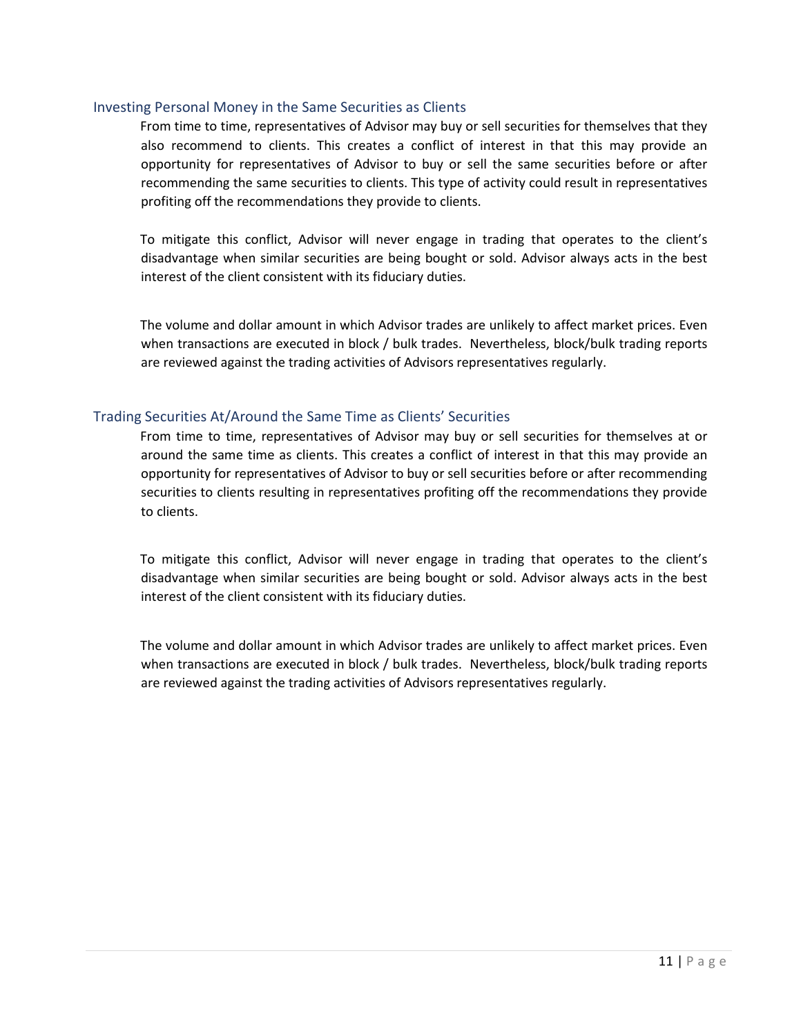## Investing Personal Money in the Same Securities as Clients

From time to time, representatives of Advisor may buy or sell securities for themselves that they also recommend to clients. This creates a conflict of interest in that this may provide an opportunity for representatives of Advisor to buy or sell the same securities before or after recommending the same securities to clients. This type of activity could result in representatives profiting off the recommendations they provide to clients.

To mitigate this conflict, Advisor will never engage in trading that operates to the client's disadvantage when similar securities are being bought or sold. Advisor always acts in the best interest of the client consistent with its fiduciary duties.

The volume and dollar amount in which Advisor trades are unlikely to affect market prices. Even when transactions are executed in block / bulk trades. Nevertheless, block/bulk trading reports are reviewed against the trading activities of Advisors representatives regularly.

## Trading Securities At/Around the Same Time as Clients' Securities

From time to time, representatives of Advisor may buy or sell securities for themselves at or around the same time as clients. This creates a conflict of interest in that this may provide an opportunity for representatives of Advisor to buy or sell securities before or after recommending securities to clients resulting in representatives profiting off the recommendations they provide to clients.

To mitigate this conflict, Advisor will never engage in trading that operates to the client's disadvantage when similar securities are being bought or sold. Advisor always acts in the best interest of the client consistent with its fiduciary duties.

The volume and dollar amount in which Advisor trades are unlikely to affect market prices. Even when transactions are executed in block / bulk trades. Nevertheless, block/bulk trading reports are reviewed against the trading activities of Advisors representatives regularly.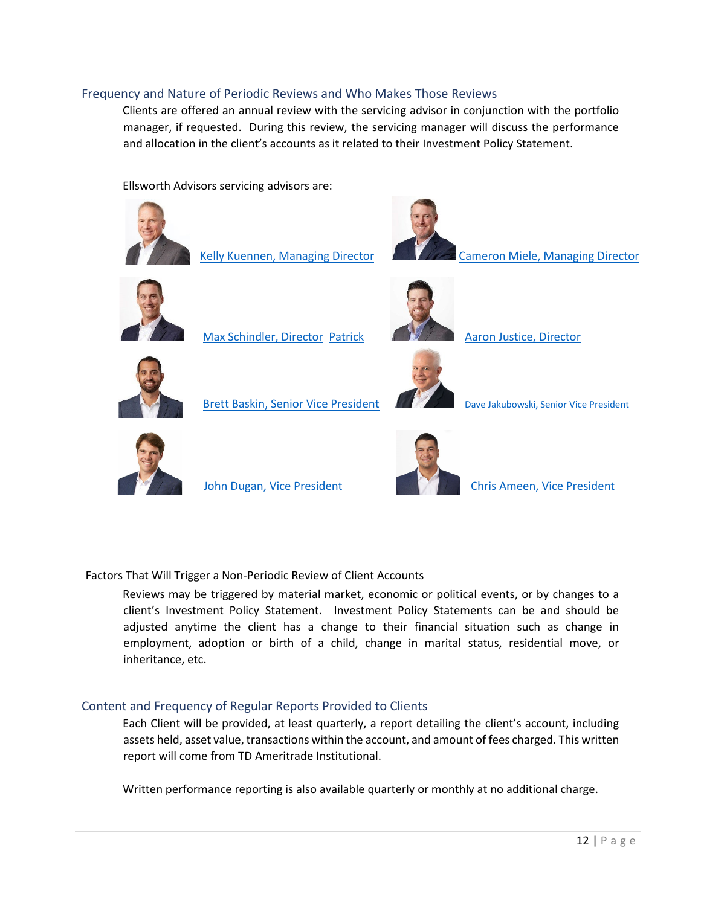## Frequency and Nature of Periodic Reviews and Who Makes Those Reviews

Clients are offered an annual review with the servicing advisor in conjunction with the portfolio manager, if requested. During this review, the servicing manager will discuss the performance and allocation in the client's accounts as it related to their Investment Policy Statement.

Ellsworth Advisors servicing advisors are:

- Kelly Kuennen, Managing Director
- Cameron Miele, Managing Director
- Max Schindler, Director Patrick
- Aaron Justice, Director
- Brett Baskin, Senior Vice President
- Dave Jakubowski, Senior Vice President
- John Dugan, Vice President
- Chris Ameen, Vice President

Factors That Will Trigger a Non-Periodic Review of Client Accounts

Reviews may be triggered by material market, economic or political events, or by changes to a client's Investment Policy Statement. Investment Policy Statements can be and should be adjusted anytime the client has a change to their financial situation such as change in employment, adoption or birth of a child, change in marital status, residential move, or inheritance, etc.

## Content and Frequency of Regular Reports Provided to Clients

Each Client will be provided, at least quarterly, a report detailing the client's account, including assets held, asset value, transactions within the account, and amount of fees charged. This written report will come from TD Ameritrade Institutional.

Written performance reporting is also available quarterly or monthly at no additional charge.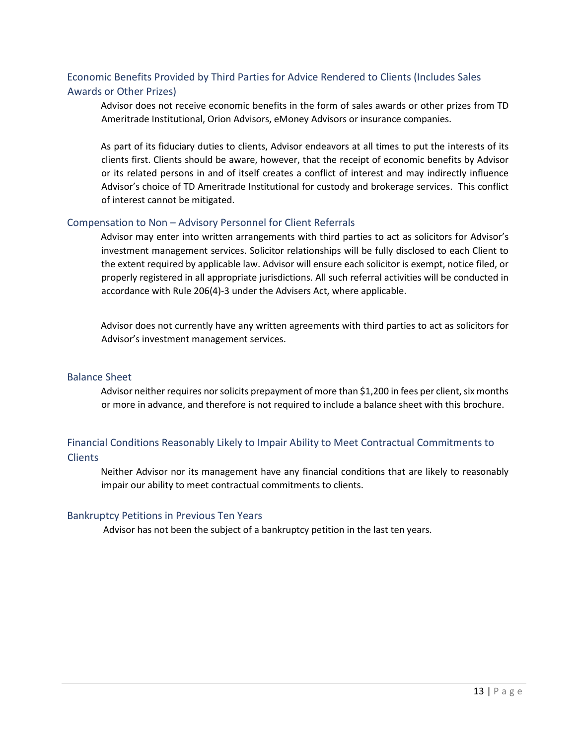## Economic Benefits Provided by Third Parties for Advice Rendered to Clients (Includes Sales Awards or Other Prizes)

Advisor does not receive economic benefits in the form of sales awards or other prizes from TD Ameritrade Institutional, Orion Advisors, eMoney Advisors or insurance companies.

As part of its fiduciary duties to clients, Advisor endeavors at all times to put the interests of its clients first. Clients should be aware, however, that the receipt of economic benefits by Advisor or its related persons in and of itself creates a conflict of interest and may indirectly influence Advisor's choice of TD Ameritrade Institutional for custody and brokerage services. This conflict of interest cannot be mitigated.

## Compensation to Non – Advisory Personnel for Client Referrals

Advisor may enter into written arrangements with third parties to act as solicitors for Advisor's investment management services. Solicitor relationships will be fully disclosed to each Client to the extent required by applicable law. Advisor will ensure each solicitor is exempt, notice filed, or properly registered in all appropriate jurisdictions. All such referral activities will be conducted in accordance with Rule 206(4)-3 under the Advisers Act, where applicable.

Advisor does not currently have any written agreements with third parties to act as solicitors for Advisor's investment management services.

## Balance Sheet

Advisor neither requires nor solicits prepayment of more than $1,200 in fees per client, six months or more in advance, and therefore is not required to include a balance sheet with this brochure.

## Financial Conditions Reasonably Likely to Impair Ability to Meet Contractual Commitments to Clients

Neither Advisor nor its management have any financial conditions that are likely to reasonably impair our ability to meet contractual commitments to clients.

## Bankruptcy Petitions in Previous Ten Years

Advisor has not been the subject of a bankruptcy petition in the last ten years.